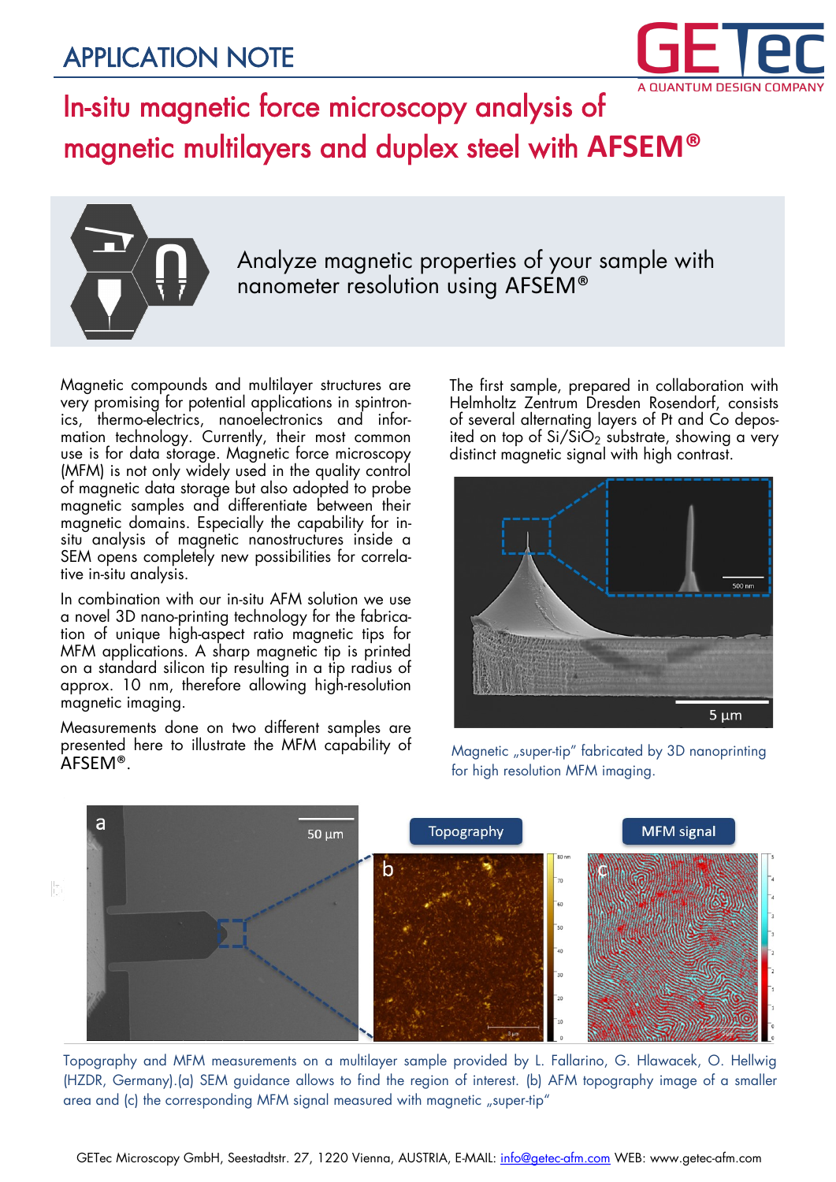APPLICATION NOTE

# In-situ magnetic force microscopy analysis of magnetic multilayers and duplex steel with AFSEM®

Analyze magnetic properties of your sample with nanometer resolution using AFSEM®

Magnetic compounds and multilayer structures are very promising for potential applications in spintronics, thermo-electrics, nanoelectronics and information technology. Currently, their most common use is for data storage. Magnetic force microscopy (MFM) is not only widely used in the quality control of magnetic data storage but also adopted to probe magnetic samples and differentiate between their magnetic domains. Especially the capability for in-situ analysis of magnetic nanostructures inside a SEM opens completely new possibilities for correlative in-situ analysis.

In combination with our in-situ AFM solution we use a novel 3D nano-printing technology for the fabrication of unique high-aspect ratio magnetic tips for MFM applications. A sharp magnetic tip is printed on a standard silicon tip resulting in a tip radius of approx. 10 nm, therefore allowing high-resolution magnetic imaging.

Measurements done on two different samples are presented here to illustrate the MFM capability of AFSEM®.

The first sample, prepared in collaboration with Helmholtz Zentrum Dresden Rosendorf, consists of several alternating layers of Pt and Co deposited on top of $Si/SiO_2$ substrate, showing a very distinct magnetic signal with high contrast.

Magnetic „super-tip" fabricated by 3D nanoprinting for high resolution MFM imaging.

Topography and MFM measurements on a multilayer sample provided by L. Fallarino, G. Hlawacek, O. Hellwig (HZDR, Germany).(a) SEM guidance allows to find the region of interest. (b) AFM topography image of a smaller area and (c) the corresponding MFM signal measured with magnetic „super-tip"

GETec Microscopy GmbH, Seestadtstr. 27, 1220 Vienna, AUSTRIA, E-MAIL: info@getec-afm.com WEB: www.getec-afm.com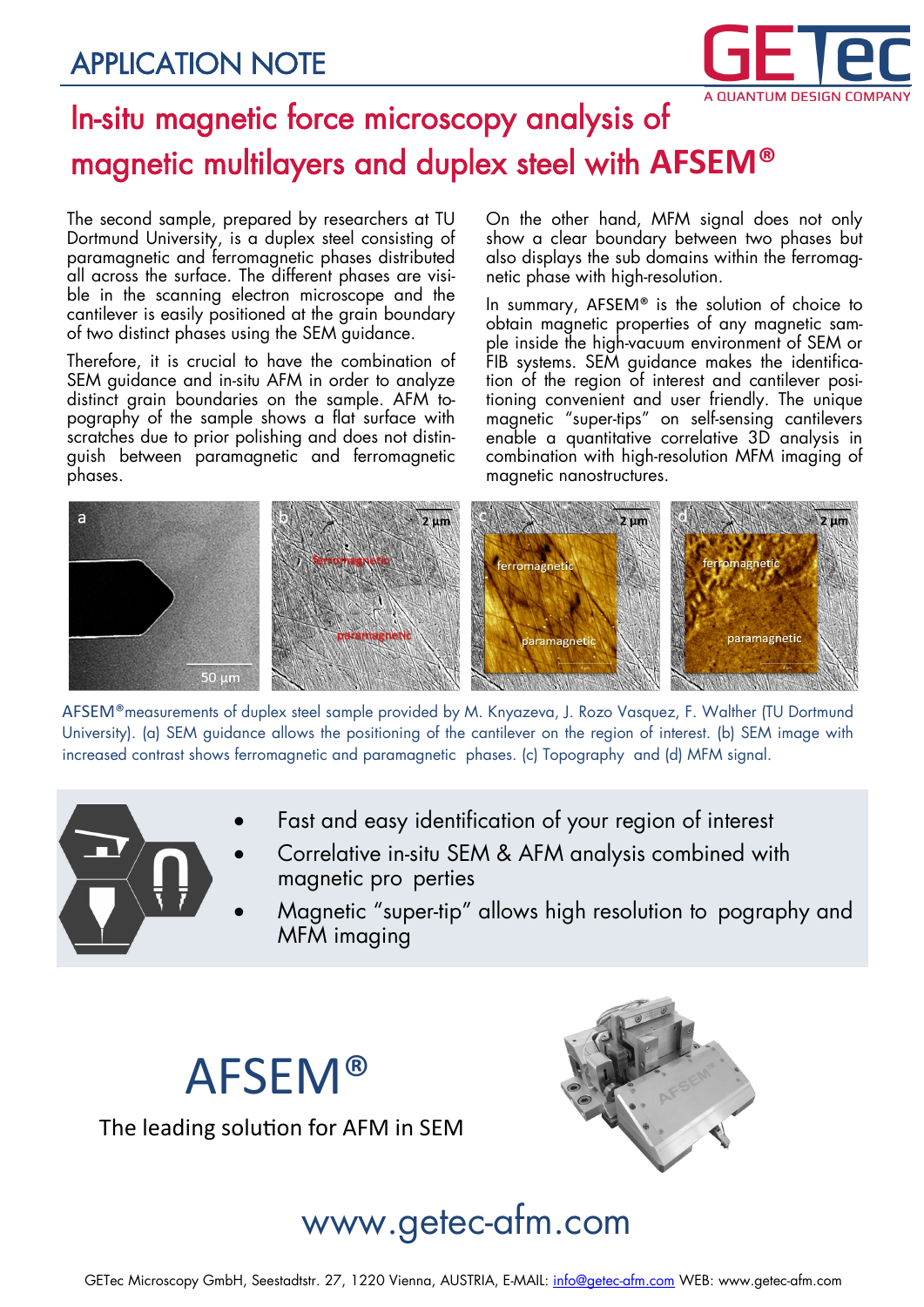# In-situ magnetic force microscopy analysis of magnetic multilayers and duplex steel with AFSEM®

The second sample, prepared by researchers at TU Dortmund University, is a duplex steel consisting of paramagnetic and ferromagnetic phases distributed all across the surface. The different phases are visible in the scanning electron microscope and the cantilever is easily positioned at the grain boundary of two distinct phases using the SEM guidance.

Therefore, it is crucial to have the combination of SEM guidance and in-situ AFM in order to analyze distinct grain boundaries on the sample. AFM topography of the sample shows a flat surface with scratches due to prior polishing and does not distinguish between paramagnetic and ferromagnetic phases.

On the other hand, MFM signal does not only show a clear boundary between two phases but also displays the sub domains within the ferromagnetic phase with high-resolution.

In summary, AFSEM® is the solution of choice to obtain magnetic properties of any magnetic sample inside the high-vacuum environment of SEM or FIB systems. SEM guidance makes the identification of the region of interest and cantilever positioning convenient and user friendly. The unique magnetic "super-tips" on self-sensing cantilevers enable a quantitative correlative 3D analysis in combination with high-resolution MFM imaging of magnetic nanostructures.

a
50 µm
b
2 µm
ferromagnetic
paramagnetic
c
2 µm
ferromagnetic
paramagnetic
d
2 µm
ferromagnetic
paramagnetic

AFSEM®measurements of duplex steel sample provided by M. Knyazeva, J. Rozo Vasquez, F. Walther (TU Dortmund University). (a) SEM guidance allows the positioning of the cantilever on the region of interest. (b) SEM image with increased contrast shows ferromagnetic and paramagnetic phases. (c) Topography and (d) MFM signal.

- Fast and easy identification of your region of interest
- Correlative in-situ SEM & AFM analysis combined with magnetic pro perties
- Magnetic "super-tip" allows high resolution to pography and MFM imaging

## AFSEM®

The leading solution for AFM in SEM

www.getec-afm.com

GETec Microscopy GmbH, Seestadtstr. 27, 1220 Vienna, AUSTRIA, E-MAIL: info@getec-afm.com WEB: www.getec-afm.com